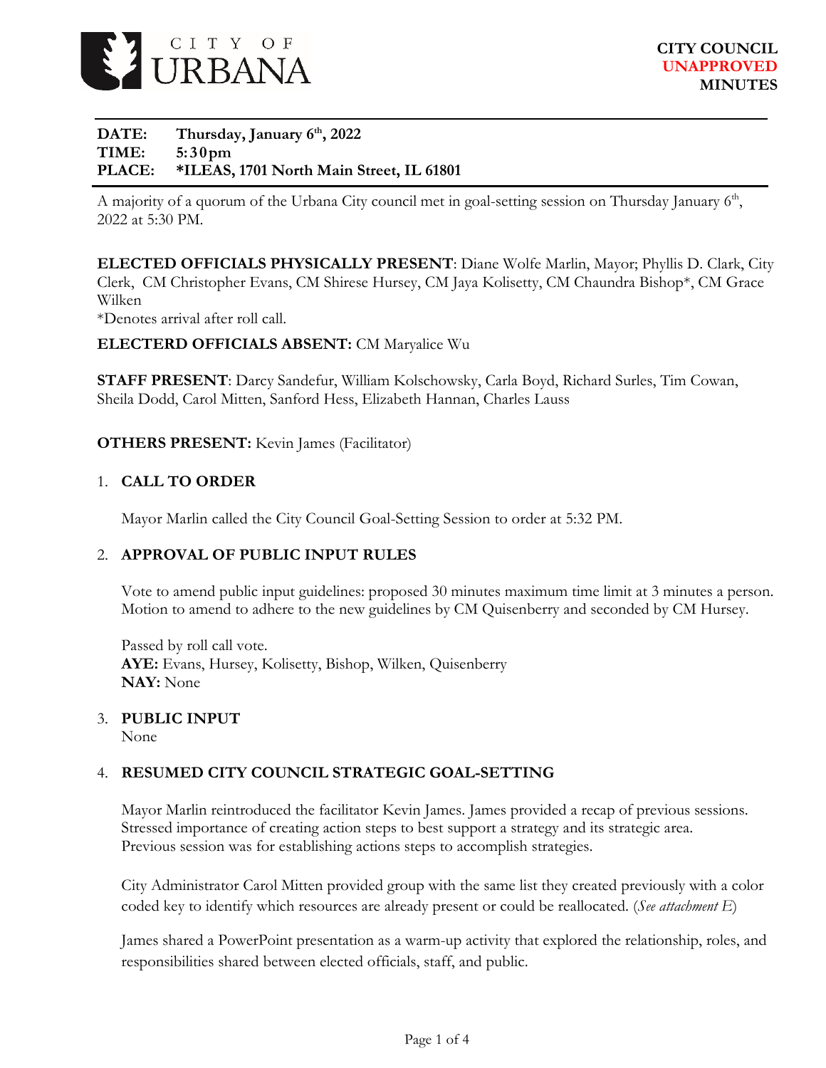CITY OF URBANA

**CITY COUNCIL**
**UNAPPROVED**
**MINUTES**

**DATE:** Thursday, January 6th, 2022
**TIME:** 5:30pm
**PLACE:** *ILEAS, 1701 North Main Street, IL 61801

A majority of a quorum of the Urbana City council met in goal-setting session on Thursday January 6th, 2022 at 5:30 PM.

**ELECTED OFFICIALS PHYSICALLY PRESENT**: Diane Wolfe Marlin, Mayor; Phyllis D. Clark, City Clerk, CM Christopher Evans, CM Shirese Hursey, CM Jaya Kolisetty, CM Chaundra Bishop*, CM Grace Wilken
*Denotes arrival after roll call.

**ELECTERD OFFICIALS ABSENT:** CM Maryalice Wu

**STAFF PRESENT**: Darcy Sandefur, William Kolschowsky, Carla Boyd, Richard Surles, Tim Cowan, Sheila Dodd, Carol Mitten, Sanford Hess, Elizabeth Hannan, Charles Lauss

**OTHERS PRESENT:** Kevin James (Facilitator)

## 1. CALL TO ORDER

Mayor Marlin called the City Council Goal-Setting Session to order at 5:32 PM.

## 2. APPROVAL OF PUBLIC INPUT RULES

Vote to amend public input guidelines: proposed 30 minutes maximum time limit at 3 minutes a person. Motion to amend to adhere to the new guidelines by CM Quisenberry and seconded by CM Hursey.

Passed by roll call vote.
**AYE:** Evans, Hursey, Kolisetty, Bishop, Wilken, Quisenberry
**NAY:** None

## 3. PUBLIC INPUT

None

## 4. RESUMED CITY COUNCIL STRATEGIC GOAL-SETTING

Mayor Marlin reintroduced the facilitator Kevin James. James provided a recap of previous sessions. Stressed importance of creating action steps to best support a strategy and its strategic area. Previous session was for establishing actions steps to accomplish strategies.

City Administrator Carol Mitten provided group with the same list they created previously with a color coded key to identify which resources are already present or could be reallocated. (*See attachment E*)

James shared a PowerPoint presentation as a warm-up activity that explored the relationship, roles, and responsibilities shared between elected officials, staff, and public.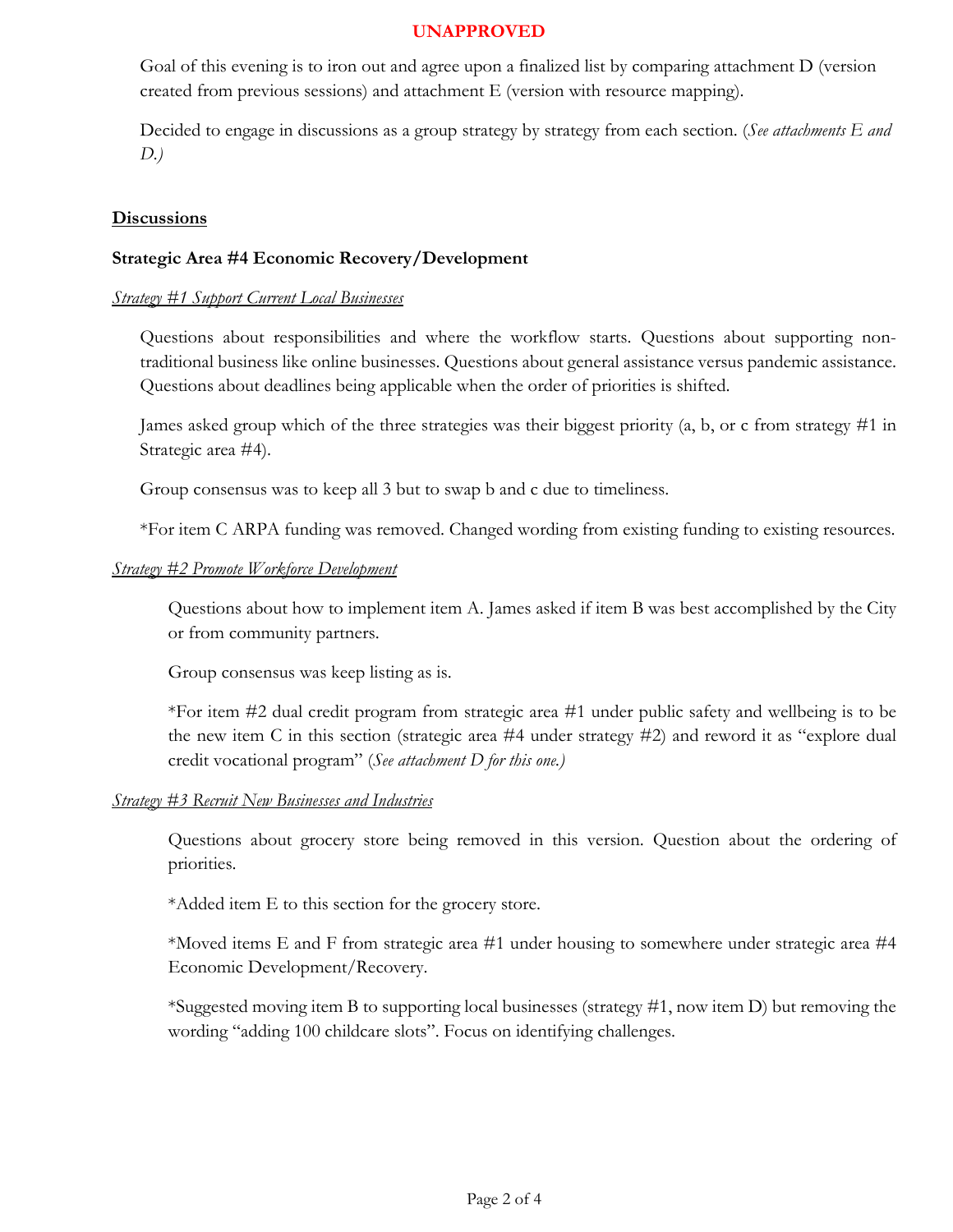**UNAPPROVED**

Goal of this evening is to iron out and agree upon a finalized list by comparing attachment D (version created from previous sessions) and attachment E (version with resource mapping).

Decided to engage in discussions as a group strategy by strategy from each section. (*See attachments E and D.)*

## Discussions

### Strategic Area #4 Economic Recovery/Development

*Strategy #1 Support Current Local Businesses*

Questions about responsibilities and where the workflow starts. Questions about supporting non-traditional business like online businesses. Questions about general assistance versus pandemic assistance. Questions about deadlines being applicable when the order of priorities is shifted.

James asked group which of the three strategies was their biggest priority (a, b, or c from strategy #1 in Strategic area #4).

Group consensus was to keep all 3 but to swap b and c due to timeliness.

*For item C ARPA funding was removed. Changed wording from existing funding to existing resources.

*Strategy #2 Promote Workforce Development*

Questions about how to implement item A. James asked if item B was best accomplished by the City or from community partners.

Group consensus was keep listing as is.

*For item #2 dual credit program from strategic area #1 under public safety and wellbeing is to be the new item C in this section (strategic area #4 under strategy #2) and reword it as "explore dual credit vocational program" (*See attachment D for this one.)*

*Strategy #3 Recruit New Businesses and Industries*

Questions about grocery store being removed in this version. Question about the ordering of priorities.

*Added item E to this section for the grocery store.

*Moved items E and F from strategic area #1 under housing to somewhere under strategic area #4 Economic Development/Recovery.

*Suggested moving item B to supporting local businesses (strategy #1, now item D) but removing the wording "adding 100 childcare slots". Focus on identifying challenges.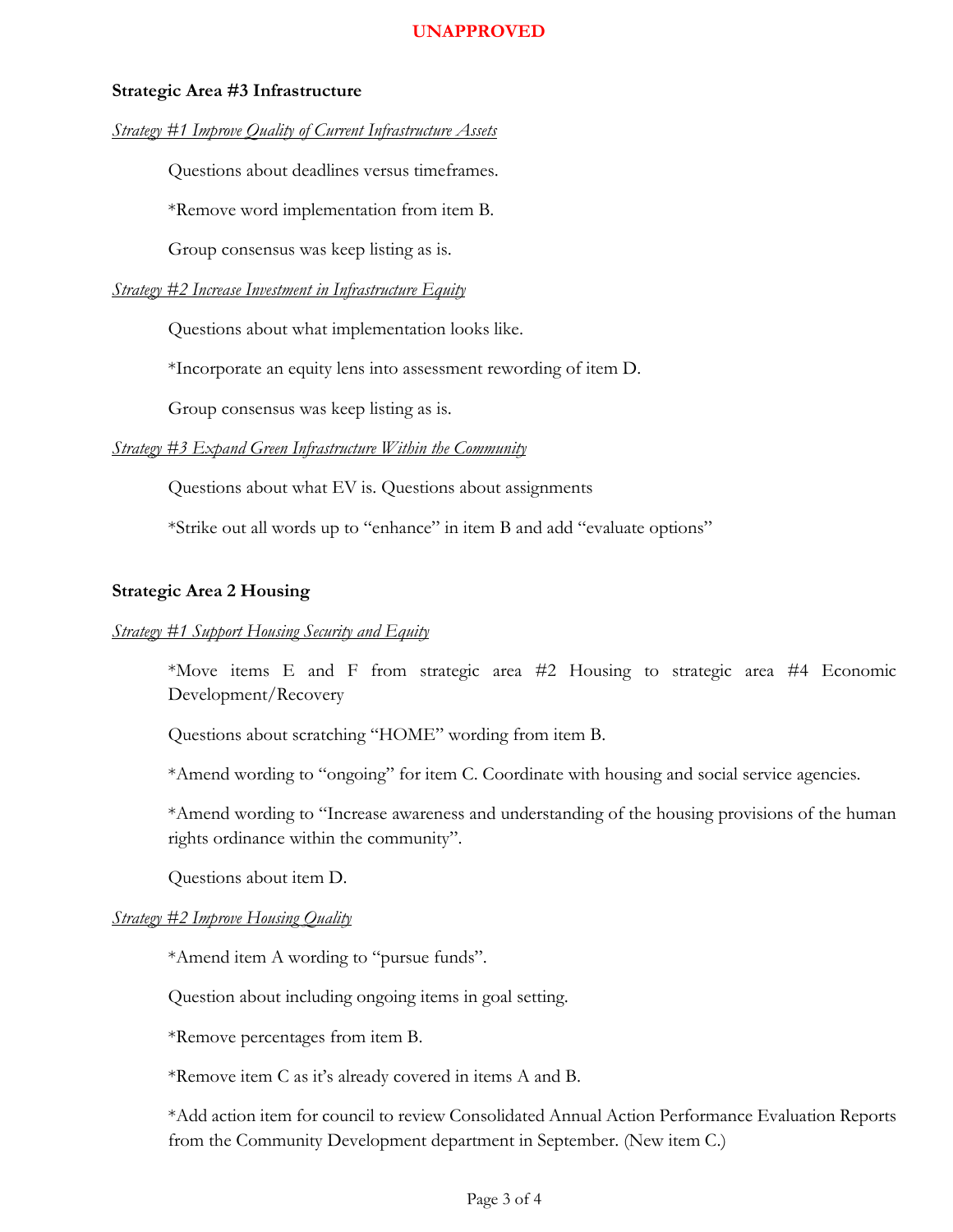**UNAPPROVED**

**Strategic Area #3 Infrastructure**

*Strategy #1 Improve Quality of Current Infrastructure Assets*

Questions about deadlines versus timeframes.

*Remove word implementation from item B.

Group consensus was keep listing as is.

*Strategy #2 Increase Investment in Infrastructure Equity*

Questions about what implementation looks like.

*Incorporate an equity lens into assessment rewording of item D.

Group consensus was keep listing as is.

*Strategy #3 Expand Green Infrastructure Within the Community*

Questions about what EV is. Questions about assignments

*Strike out all words up to "enhance" in item B and add "evaluate options"

**Strategic Area 2 Housing**

*Strategy #1 Support Housing Security and Equity*

*Move items E and F from strategic area #2 Housing to strategic area #4 Economic Development/Recovery

Questions about scratching "HOME" wording from item B.

*Amend wording to "ongoing" for item C. Coordinate with housing and social service agencies.

*Amend wording to "Increase awareness and understanding of the housing provisions of the human rights ordinance within the community".

Questions about item D.

*Strategy #2 Improve Housing Quality*

*Amend item A wording to "pursue funds".

Question about including ongoing items in goal setting.

*Remove percentages from item B.

*Remove item C as it's already covered in items A and B.

*Add action item for council to review Consolidated Annual Action Performance Evaluation Reports from the Community Development department in September. (New item C.)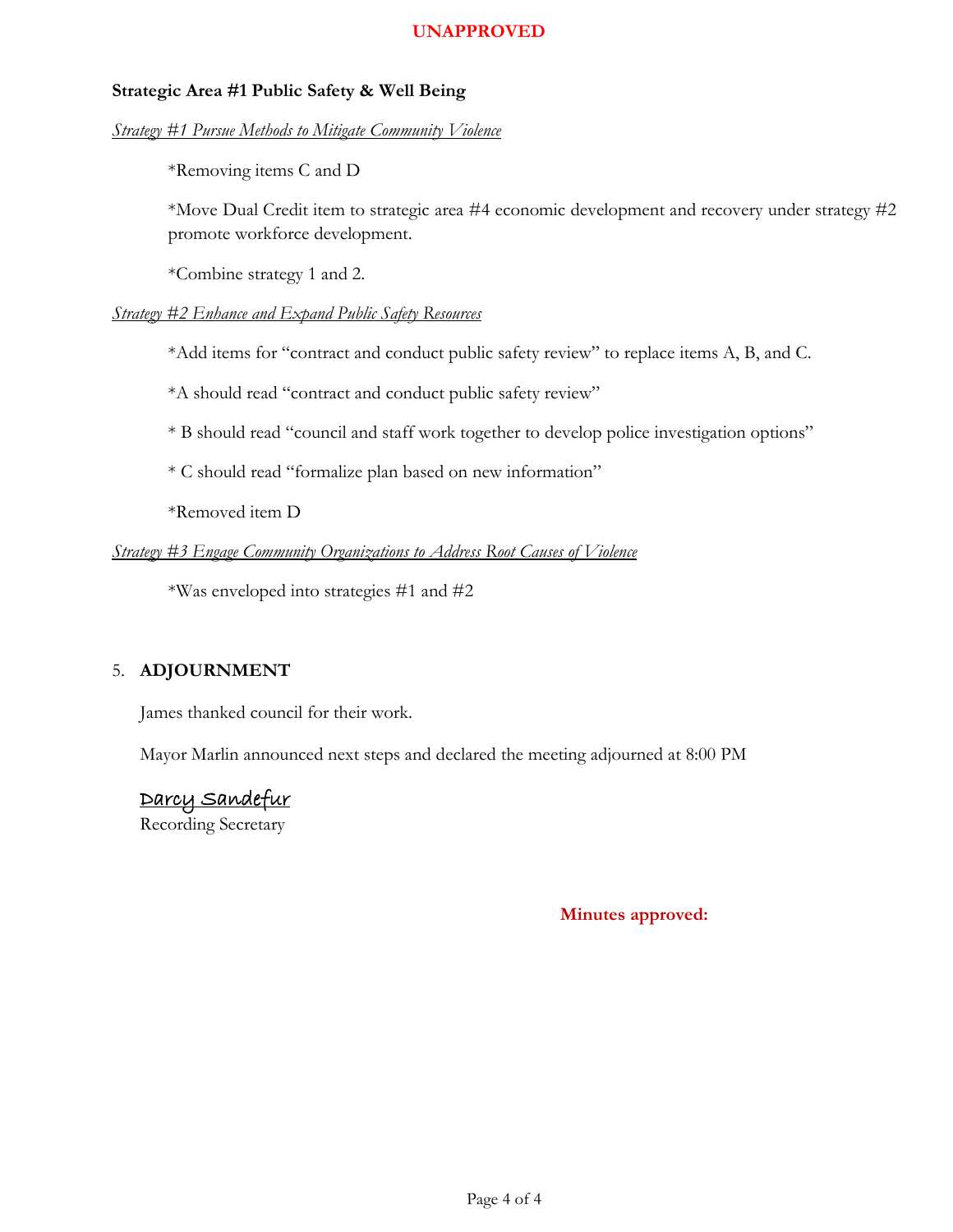**UNAPPROVED**

**Strategic Area #1 Public Safety & Well Being**

*Strategy #1 Pursue Methods to Mitigate Community Violence*

*Removing items C and D

*Move Dual Credit item to strategic area #4 economic development and recovery under strategy #2 promote workforce development.

*Combine strategy 1 and 2.

*Strategy #2 Enhance and Expand Public Safety Resources*

*Add items for "contract and conduct public safety review" to replace items A, B, and C.

*A should read "contract and conduct public safety review"

* B should read "council and staff work together to develop police investigation options"

* C should read "formalize plan based on new information"

*Removed item D

*Strategy #3 Engage Community Organizations to Address Root Causes of Violence*

*Was enveloped into strategies #1 and #2

5. **ADJOURNMENT**

James thanked council for their work.

Mayor Marlin announced next steps and declared the meeting adjourned at 8:00 PM

Darcy Sandefur
Recording Secretary

**Minutes approved:**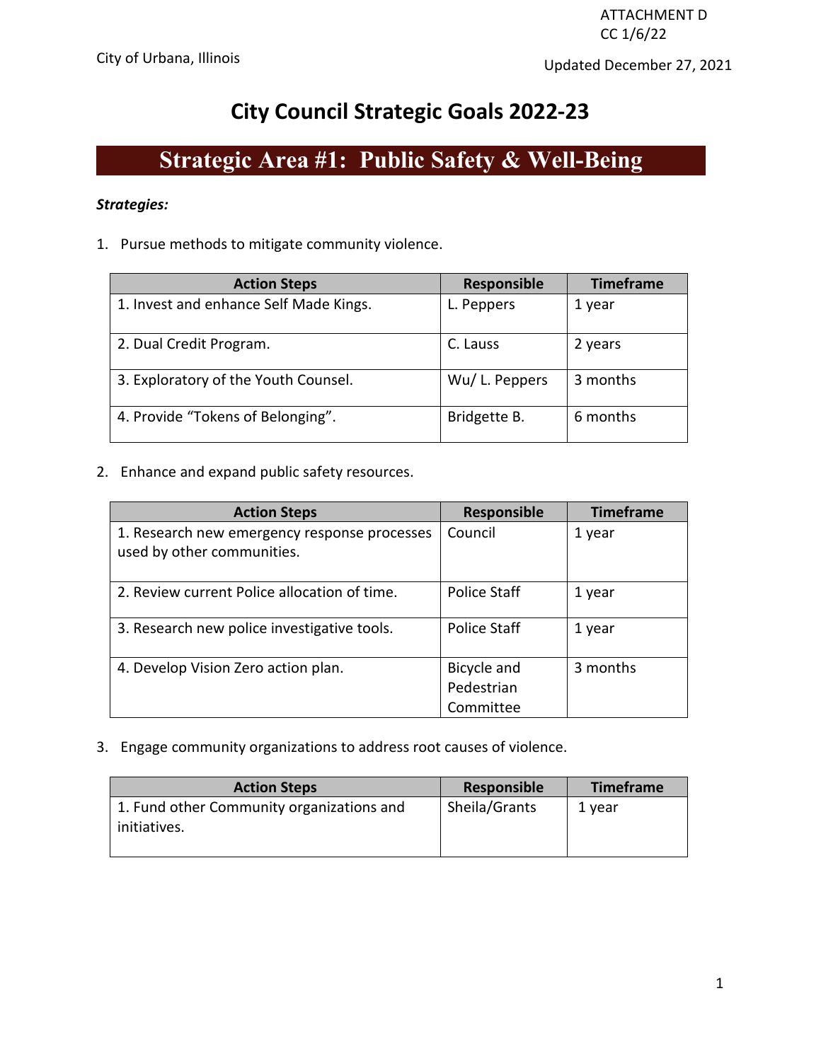ATTACHMENT D
CC 1/6/22

City of Urbana, Illinois

Updated December 27, 2021

# City Council Strategic Goals 2022-23

## Strategic Area #1: Public Safety & Well-Being

***Strategies:***

1. Pursue methods to mitigate community violence.

| Action Steps | Responsible | Timeframe |
|---|---|---|
| 1. Invest and enhance Self Made Kings. | L. Peppers | 1 year |
| 2. Dual Credit Program. | C. Lauss | 2 years |
| 3. Exploratory of the Youth Counsel. | Wu/ L. Peppers | 3 months |
| 4. Provide “Tokens of Belonging”. | Bridgette B. | 6 months |

2. Enhance and expand public safety resources.

| Action Steps | Responsible | Timeframe |
|---|---|---|
| 1. Research new emergency response processes used by other communities. | Council | 1 year |
| 2. Review current Police allocation of time. | Police Staff | 1 year |
| 3. Research new police investigative tools. | Police Staff | 1 year |
| 4. Develop Vision Zero action plan. | Bicycle and Pedestrian Committee | 3 months |

3. Engage community organizations to address root causes of violence.

| Action Steps | Responsible | Timeframe |
|---|---|---|
| 1. Fund other Community organizations and initiatives. | Sheila/Grants | 1 year |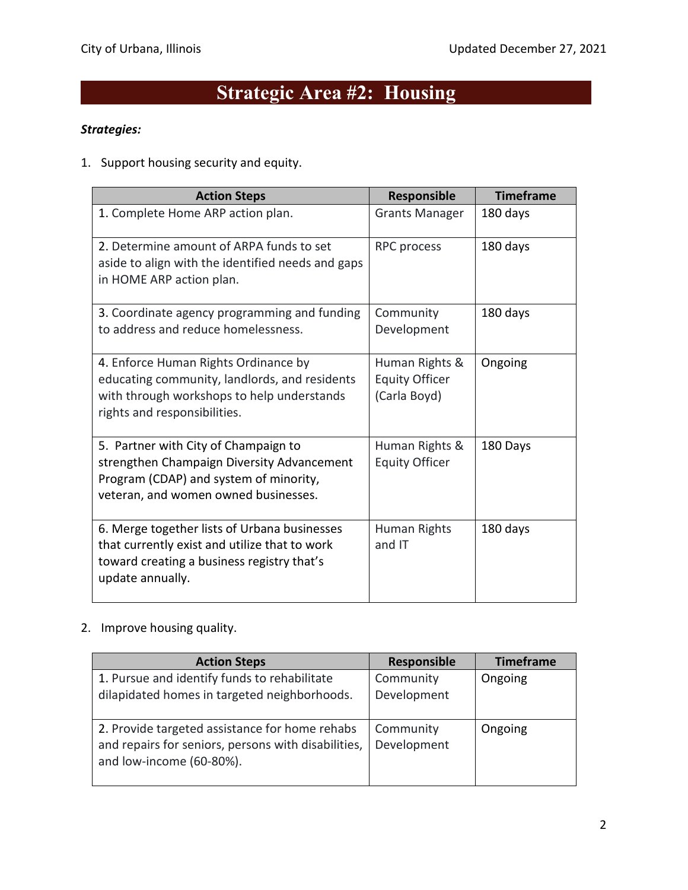# Strategic Area #2: Housing

***Strategies:***

1. Support housing security and equity.

| Action Steps | Responsible | Timeframe |
|---|---|---|
| 1. Complete Home ARP action plan. | Grants Manager | 180 days |
| 2. Determine amount of ARPA funds to set aside to align with the identified needs and gaps in HOME ARP action plan. | RPC process | 180 days |
| 3. Coordinate agency programming and funding to address and reduce homelessness. | Community Development | 180 days |
| 4. Enforce Human Rights Ordinance by educating community, landlords, and residents with through workshops to help understands rights and responsibilities. | Human Rights & Equity Officer (Carla Boyd) | Ongoing |
| 5. Partner with City of Champaign to strengthen Champaign Diversity Advancement Program (CDAP) and system of minority, veteran, and women owned businesses. | Human Rights & Equity Officer | 180 Days |
| 6. Merge together lists of Urbana businesses that currently exist and utilize that to work toward creating a business registry that's update annually. | Human Rights and IT | 180 days |

2. Improve housing quality.

| Action Steps | Responsible | Timeframe |
|---|---|---|
| 1. Pursue and identify funds to rehabilitate dilapidated homes in targeted neighborhoods. | Community Development | Ongoing |
| 2. Provide targeted assistance for home rehabs and repairs for seniors, persons with disabilities, and low-income (60-80%). | Community Development | Ongoing |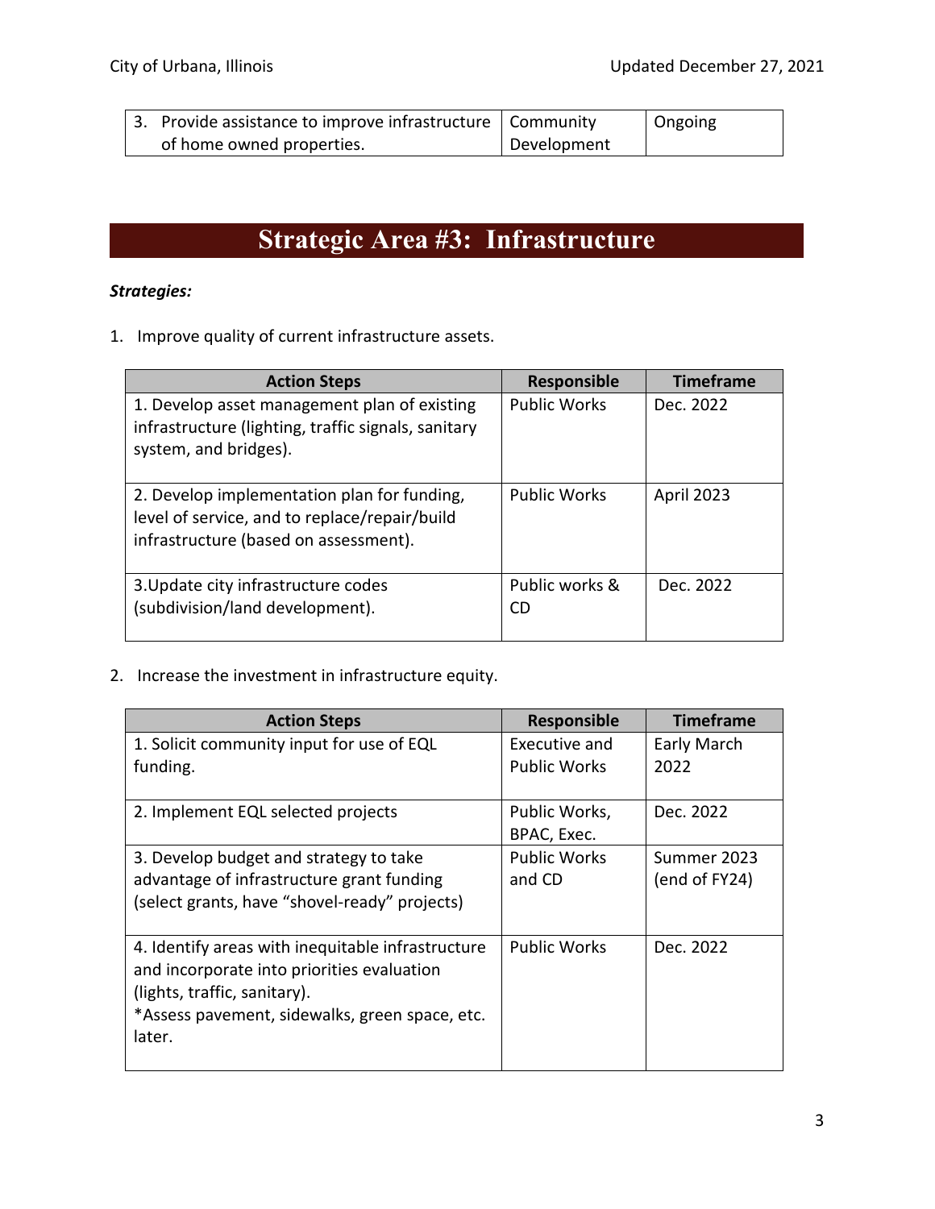| | | |
|---|---|---|
| 3. Provide assistance to improve infrastructure of home owned properties. | Community Development | Ongoing |

# Strategic Area #3: Infrastructure

***Strategies:***

1. Improve quality of current infrastructure assets.

| Action Steps | Responsible | Timeframe |
|---|---|---|
| 1. Develop asset management plan of existing infrastructure (lighting, traffic signals, sanitary system, and bridges). | Public Works | Dec. 2022 |
| 2. Develop implementation plan for funding, level of service, and to replace/repair/build infrastructure (based on assessment). | Public Works | April 2023 |
| 3.Update city infrastructure codes (subdivision/land development). | Public works & CD | Dec. 2022 |

2. Increase the investment in infrastructure equity.

| Action Steps | Responsible | Timeframe |
|---|---|---|
| 1. Solicit community input for use of EQL funding. | Executive and Public Works | Early March 2022 |
| 2. Implement EQL selected projects | Public Works, BPAC, Exec. | Dec. 2022 |
| 3. Develop budget and strategy to take advantage of infrastructure grant funding (select grants, have "shovel-ready" projects) | Public Works and CD | Summer 2023 (end of FY24) |
| 4. Identify areas with inequitable infrastructure and incorporate into priorities evaluation (lights, traffic, sanitary).<br>*Assess pavement, sidewalks, green space, etc. later. | Public Works | Dec. 2022 |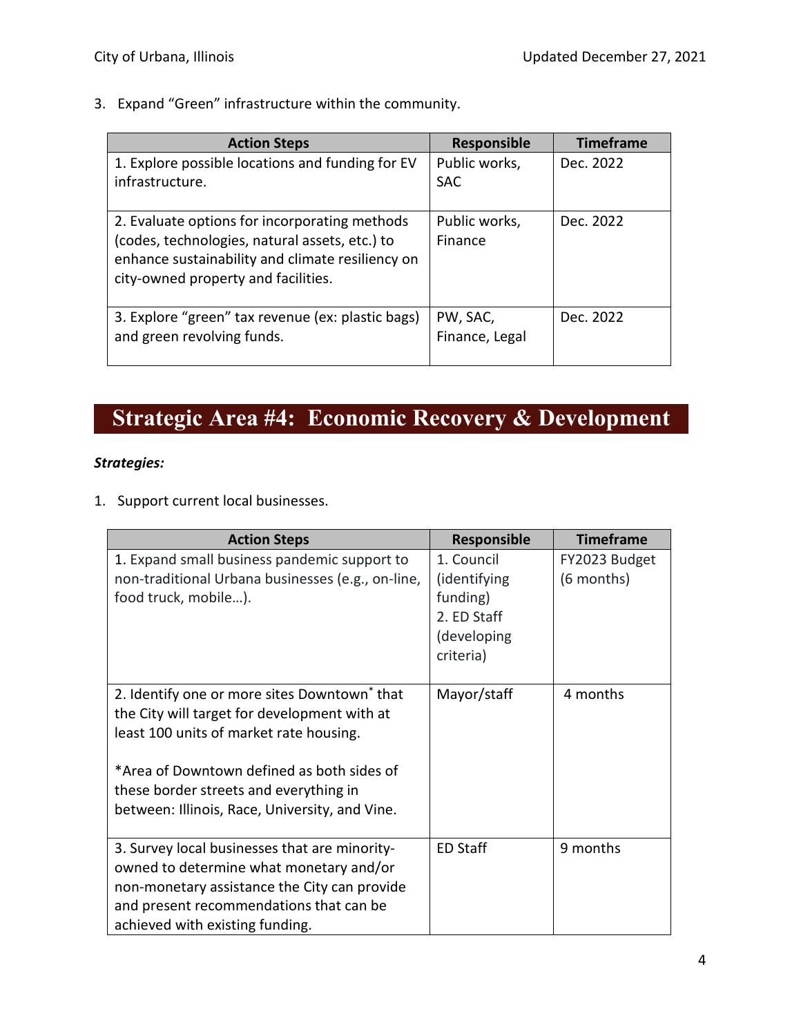3. Expand "Green" infrastructure within the community.

| Action Steps | Responsible | Timeframe |
|---|---|---|
| 1. Explore possible locations and funding for EV infrastructure. | Public works, SAC | Dec. 2022 |
| 2. Evaluate options for incorporating methods (codes, technologies, natural assets, etc.) to enhance sustainability and climate resiliency on city-owned property and facilities. | Public works, Finance | Dec. 2022 |
| 3. Explore "green" tax revenue (ex: plastic bags) and green revolving funds. | PW, SAC, Finance, Legal | Dec. 2022 |

# Strategic Area #4: Economic Recovery & Development

***Strategies:***

1. Support current local businesses.

| Action Steps | Responsible | Timeframe |
|---|---|---|
| 1. Expand small business pandemic support to non-traditional Urbana businesses (e.g., on-line, food truck, mobile…). | 1. Council (identifying funding) 2. ED Staff (developing criteria) | FY2023 Budget (6 months) |
| 2. Identify one or more sites Downtown* that the City will target for development with at least 100 units of market rate housing. *Area of Downtown defined as both sides of these border streets and everything in between: Illinois, Race, University, and Vine. | Mayor/staff | 4 months |
| 3. Survey local businesses that are minority-owned to determine what monetary and/or non-monetary assistance the City can provide and present recommendations that can be achieved with existing funding. | ED Staff | 9 months |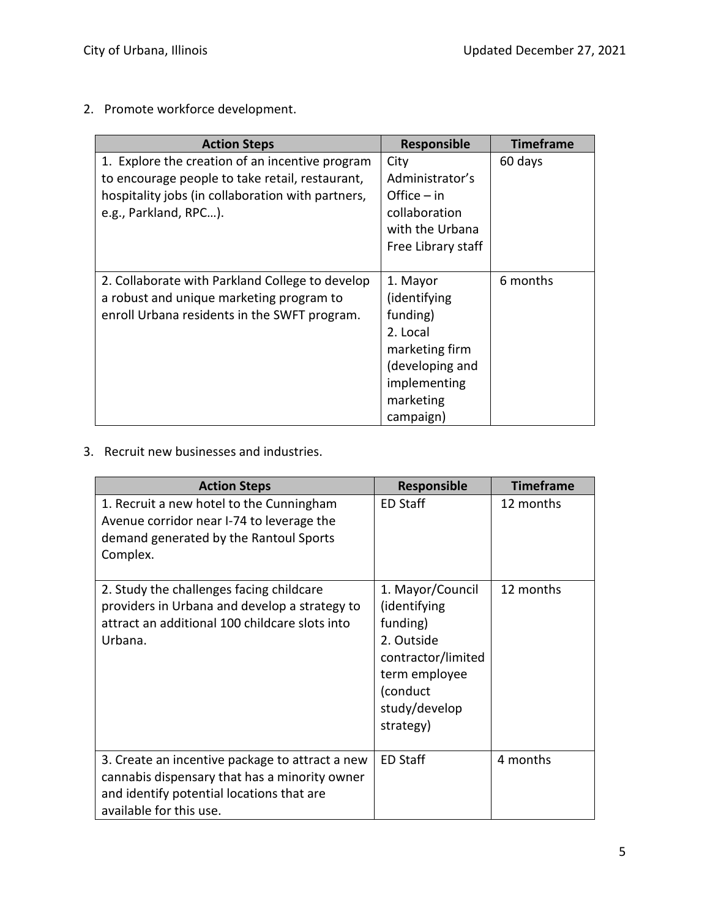2. Promote workforce development.

| Action Steps | Responsible | Timeframe |
|---|---|---|
| 1. Explore the creation of an incentive program to encourage people to take retail, restaurant, hospitality jobs (in collaboration with partners, e.g., Parkland, RPC…). | City Administrator's Office – in collaboration with the Urbana Free Library staff | 60 days |
| 2. Collaborate with Parkland College to develop a robust and unique marketing program to enroll Urbana residents in the SWFT program. | 1. Mayor (identifying funding) 2. Local marketing firm (developing and implementing marketing campaign) | 6 months |

3. Recruit new businesses and industries.

| Action Steps | Responsible | Timeframe |
|---|---|---|
| 1. Recruit a new hotel to the Cunningham Avenue corridor near I-74 to leverage the demand generated by the Rantoul Sports Complex. | ED Staff | 12 months |
| 2. Study the challenges facing childcare providers in Urbana and develop a strategy to attract an additional 100 childcare slots into Urbana. | 1. Mayor/Council (identifying funding) 2. Outside contractor/limited term employee (conduct study/develop strategy) | 12 months |
| 3. Create an incentive package to attract a new cannabis dispensary that has a minority owner and identify potential locations that are available for this use. | ED Staff | 4 months |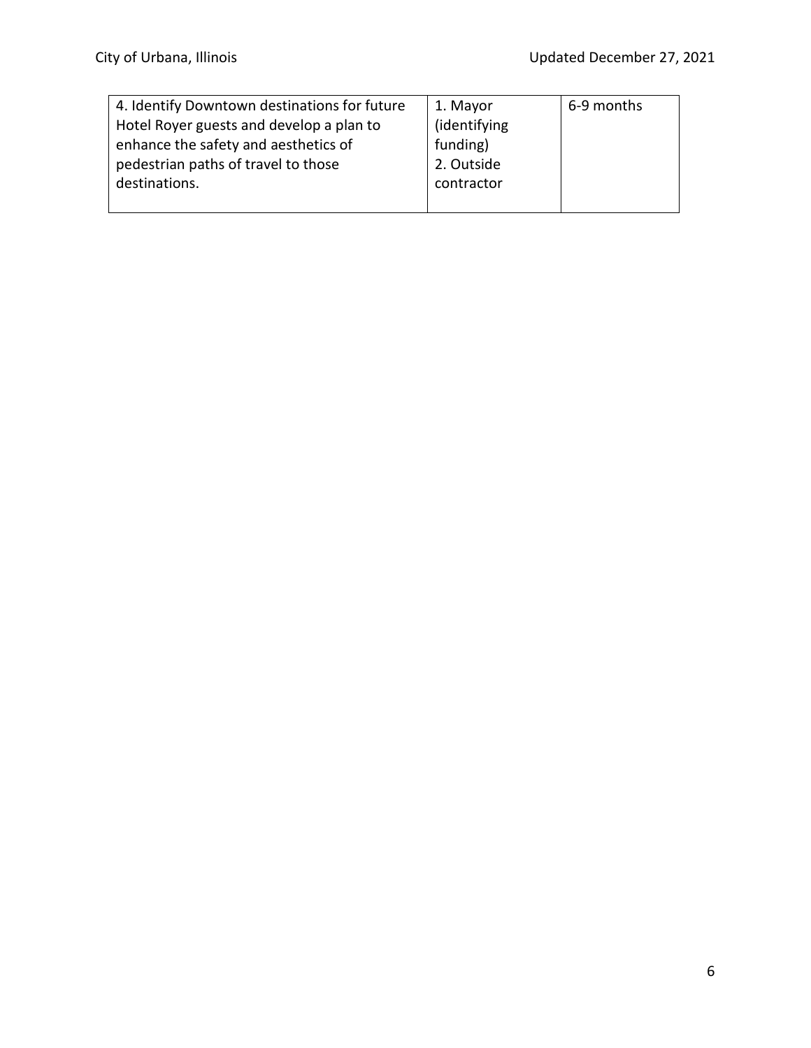| | | |
|---|---|---|
| 4. Identify Downtown destinations for future Hotel Royer guests and develop a plan to enhance the safety and aesthetics of pedestrian paths of travel to those destinations. | 1. Mayor (identifying funding) 2. Outside contractor | 6-9 months |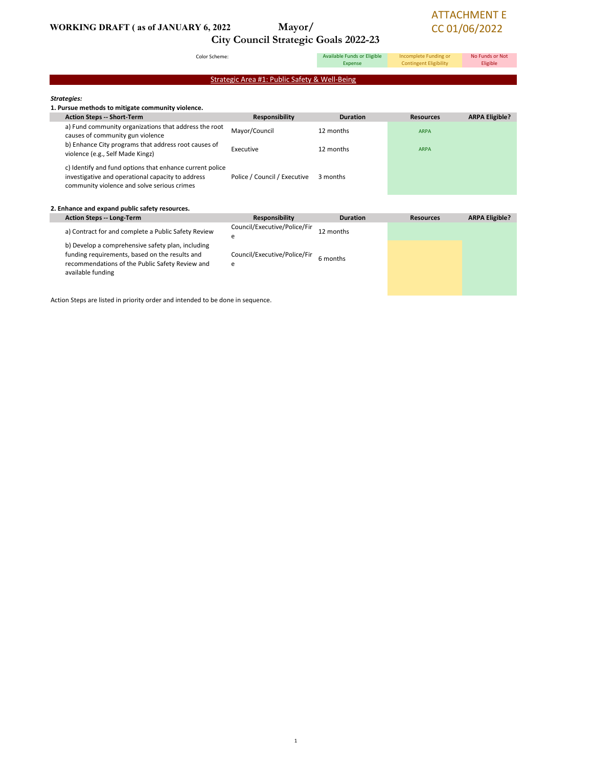**WORKING DRAFT ( as of JANUARY 6, 2022**

**Mayor/ City Council Strategic Goals 2022-23**

ATTACHMENT E
CC 01/06/2022

Color Scheme: Available Funds or Eligible Expense | Incomplete Funding or Contingent Eligibility | No Funds or Not Eligible

## Strategic Area #1: Public Safety & Well-Being

***Strategies:***

**1. Pursue methods to mitigate community violence.**

| Action Steps -- Short-Term | Responsibility | Duration | Resources | ARPA Eligible? |
|---|---|---|---|---|
| a) Fund community organizations that address the root causes of community gun violence | Mayor/Council | 12 months | ARPA | |
| b) Enhance City programs that address root causes of violence (e.g., Self Made Kingz) | Executive | 12 months | ARPA | |
| c) Identify and fund options that enhance current police investigative and operational capacity to address community violence and solve serious crimes | Police / Council / Executive | 3 months | | |

**2. Enhance and expand public safety resources.**

| Action Steps -- Long-Term | Responsibility | Duration | Resources | ARPA Eligible? |
|---|---|---|---|---|
| a) Contract for and complete a Public Safety Review | Council/Executive/Police/Fire | 12 months | | |
| b) Develop a comprehensive safety plan, including funding requirements, based on the results and recommendations of the Public Safety Review and available funding | Council/Executive/Police/Fire | 6 months | | |

Action Steps are listed in priority order and intended to be done in sequence.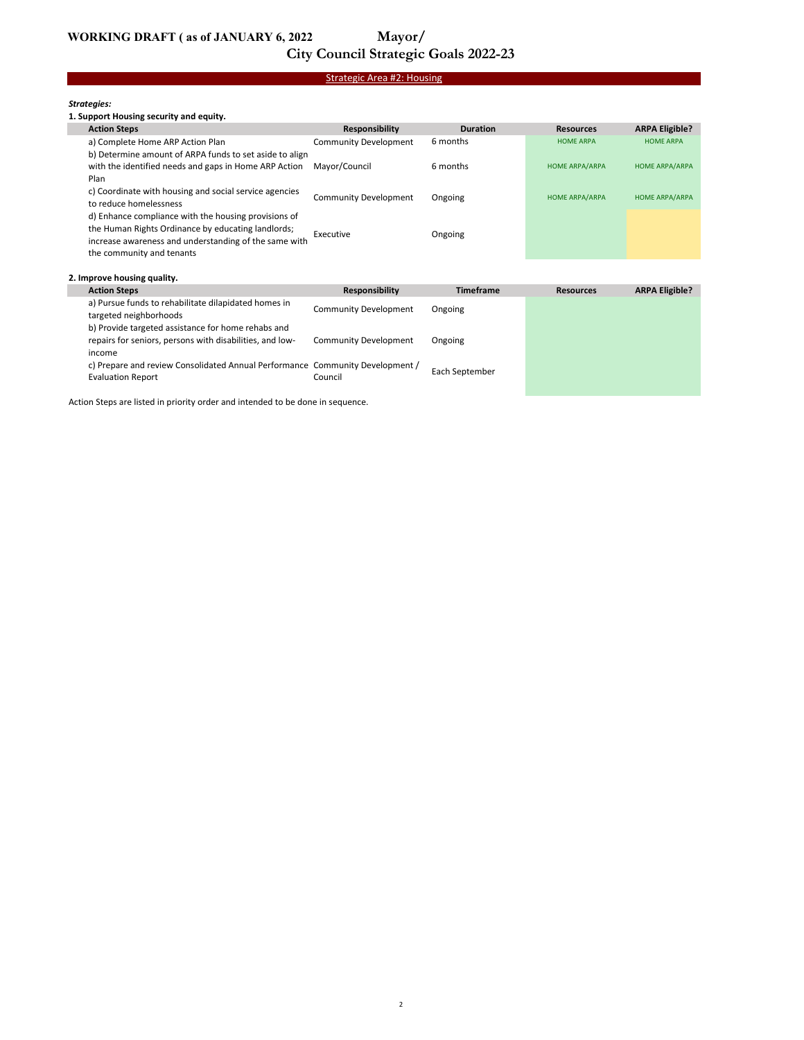# WORKING DRAFT ( as of JANUARY 6, 2022

# Mayor/ City Council Strategic Goals 2022-23

## Strategic Area #2: Housing

***Strategies:***

**1. Support Housing security and equity.**

| Action Steps | Responsibility | Duration | Resources | ARPA Eligible? |
|---|---|---|---|---|
| a) Complete Home ARP Action Plan | Community Development | 6 months | HOME ARPA | HOME ARPA |
| b) Determine amount of ARPA funds to set aside to align with the identified needs and gaps in Home ARP Action Plan | Mayor/Council | 6 months | HOME ARPA/ARPA | HOME ARPA/ARPA |
| c) Coordinate with housing and social service agencies to reduce homelessness | Community Development | Ongoing | HOME ARPA/ARPA | HOME ARPA/ARPA |
| d) Enhance compliance with the housing provisions of the Human Rights Ordinance by educating landlords; increase awareness and understanding of the same with the community and tenants | Executive | Ongoing | | |

**2. Improve housing quality.**

| Action Steps | Responsibility | Timeframe | Resources | ARPA Eligible? |
|---|---|---|---|---|
| a) Pursue funds to rehabilitate dilapidated homes in targeted neighborhoods | Community Development | Ongoing | | |
| b) Provide targeted assistance for home rehabs and repairs for seniors, persons with disabilities, and low-income | Community Development | Ongoing | | |
| c) Prepare and review Consolidated Annual Performance Evaluation Report | Community Development / Council | Each September | | |

Action Steps are listed in priority order and intended to be done in sequence.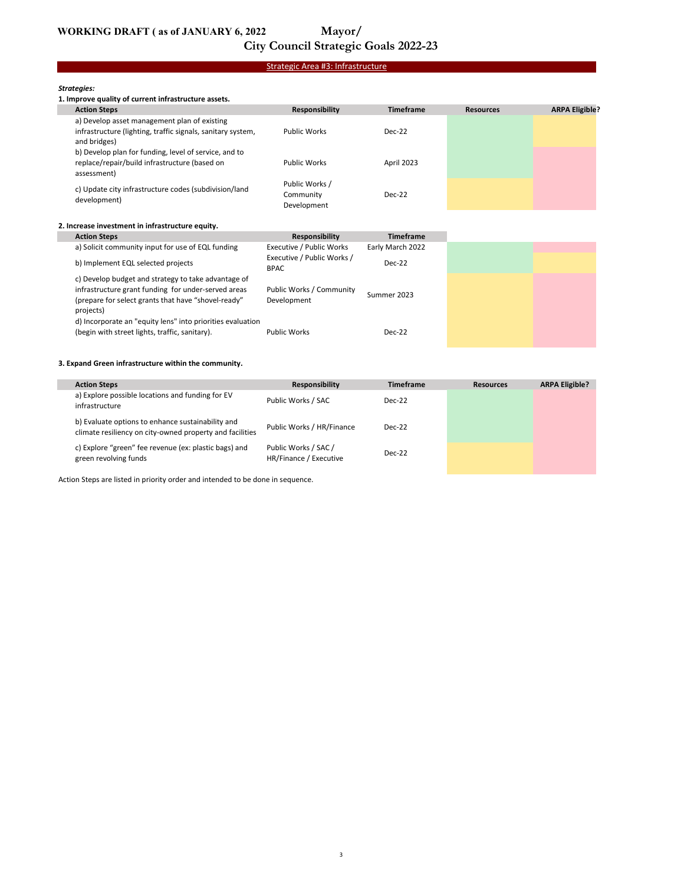**WORKING DRAFT ( as of JANUARY 6, 2022**

# Mayor/ City Council Strategic Goals 2022-23

## Strategic Area #3: Infrastructure

***Strategies:***

**1. Improve quality of current infrastructure assets.**

| Action Steps | Responsibility | Timeframe | Resources | ARPA Eligible? |
|---|---|---|---|---|
| a) Develop asset management plan of existing infrastructure (lighting, traffic signals, sanitary system, and bridges) | Public Works | Dec-22 | | |
| b) Develop plan for funding, level of service, and to replace/repair/build infrastructure (based on assessment) | Public Works | April 2023 | | |
| c) Update city infrastructure codes (subdivision/land development) | Public Works / Community Development | Dec-22 | | |

**2. Increase investment in infrastructure equity.**

| Action Steps | Responsibility | Timeframe | Resources | ARPA Eligible? |
|---|---|---|---|---|
| a) Solicit community input for use of EQL funding | Executive / Public Works | Early March 2022 | | |
| b) Implement EQL selected projects | Executive / Public Works / BPAC | Dec-22 | | |
| c) Develop budget and strategy to take advantage of infrastructure grant funding for under-served areas (prepare for select grants that have "shovel-ready" projects) | Public Works / Community Development | Summer 2023 | | |
| d) Incorporate an "equity lens" into priorities evaluation (begin with street lights, traffic, sanitary). | Public Works | Dec-22 | | |

**3. Expand Green infrastructure within the community.**

| Action Steps | Responsibility | Timeframe | Resources | ARPA Eligible? |
|---|---|---|---|---|
| a) Explore possible locations and funding for EV infrastructure | Public Works / SAC | Dec-22 | | |
| b) Evaluate options to enhance sustainability and climate resiliency on city-owned property and facilities | Public Works / HR/Finance | Dec-22 | | |
| c) Explore "green" fee revenue (ex: plastic bags) and green revolving funds | Public Works / SAC / HR/Finance / Executive | Dec-22 | | |

Action Steps are listed in priority order and intended to be done in sequence.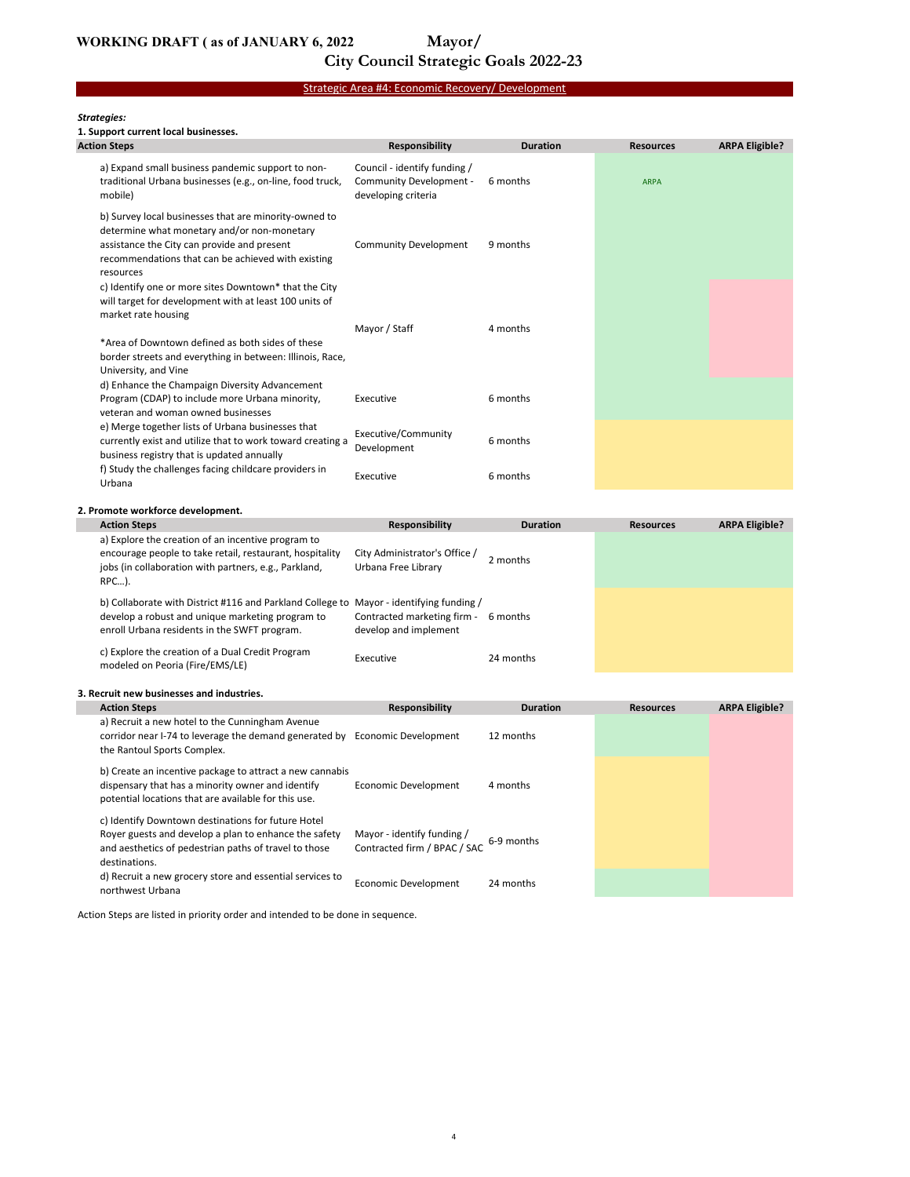# WORKING DRAFT ( as of JANUARY 6, 2022 Mayor/ City Council Strategic Goals 2022-23

## Strategic Area #4: Economic Recovery/ Development

***Strategies:***

**1. Support current local businesses.**

| Action Steps | Responsibility | Duration | Resources | ARPA Eligible? |
|---|---|---|---|---|
| a) Expand small business pandemic support to non-traditional Urbana businesses (e.g., on-line, food truck, mobile) | Council - identify funding / Community Development - developing criteria | 6 months | ARPA | |
| b) Survey local businesses that are minority-owned to determine what monetary and/or non-monetary assistance the City can provide and present recommendations that can be achieved with existing resources | Community Development | 9 months | | |
| c) Identify one or more sites Downtown* that the City will target for development with at least 100 units of market rate housing<br><br>*Area of Downtown defined as both sides of these border streets and everything in between: Illinois, Race, University, and Vine | Mayor / Staff | 4 months | | |
| d) Enhance the Champaign Diversity Advancement Program (CDAP) to include more Urbana minority, veteran and woman owned businesses | Executive | 6 months | | |
| e) Merge together lists of Urbana businesses that currently exist and utilize that to work toward creating a business registry that is updated annually | Executive/Community Development | 6 months | | |
| f) Study the challenges facing childcare providers in Urbana | Executive | 6 months | | |

**2. Promote workforce development.**

| Action Steps | Responsibility | Duration | Resources | ARPA Eligible? |
|---|---|---|---|---|
| a) Explore the creation of an incentive program to encourage people to take retail, restaurant, hospitality jobs (in collaboration with partners, e.g., Parkland, RPC...). | City Administrator's Office / Urbana Free Library | 2 months | | |
| b) Collaborate with District #116 and Parkland College to develop a robust and unique marketing program to enroll Urbana residents in the SWFT program. | Mayor - identifying funding / Contracted marketing firm - develop and implement | 6 months | | |
| c) Explore the creation of a Dual Credit Program modeled on Peoria (Fire/EMS/LE) | Executive | 24 months | | |

**3. Recruit new businesses and industries.**

| Action Steps | Responsibility | Duration | Resources | ARPA Eligible? |
|---|---|---|---|---|
| a) Recruit a new hotel to the Cunningham Avenue corridor near I-74 to leverage the demand generated by the Rantoul Sports Complex. | Economic Development | 12 months | | |
| b) Create an incentive package to attract a new cannabis dispensary that has a minority owner and identify potential locations that are available for this use. | Economic Development | 4 months | | |
| c) Identify Downtown destinations for future Hotel Royer guests and develop a plan to enhance the safety and aesthetics of pedestrian paths of travel to those destinations. | Mayor - identify funding / Contracted firm / BPAC / SAC | 6-9 months | | |
| d) Recruit a new grocery store and essential services to northwest Urbana | Economic Development | 24 months | | |

Action Steps are listed in priority order and intended to be done in sequence.